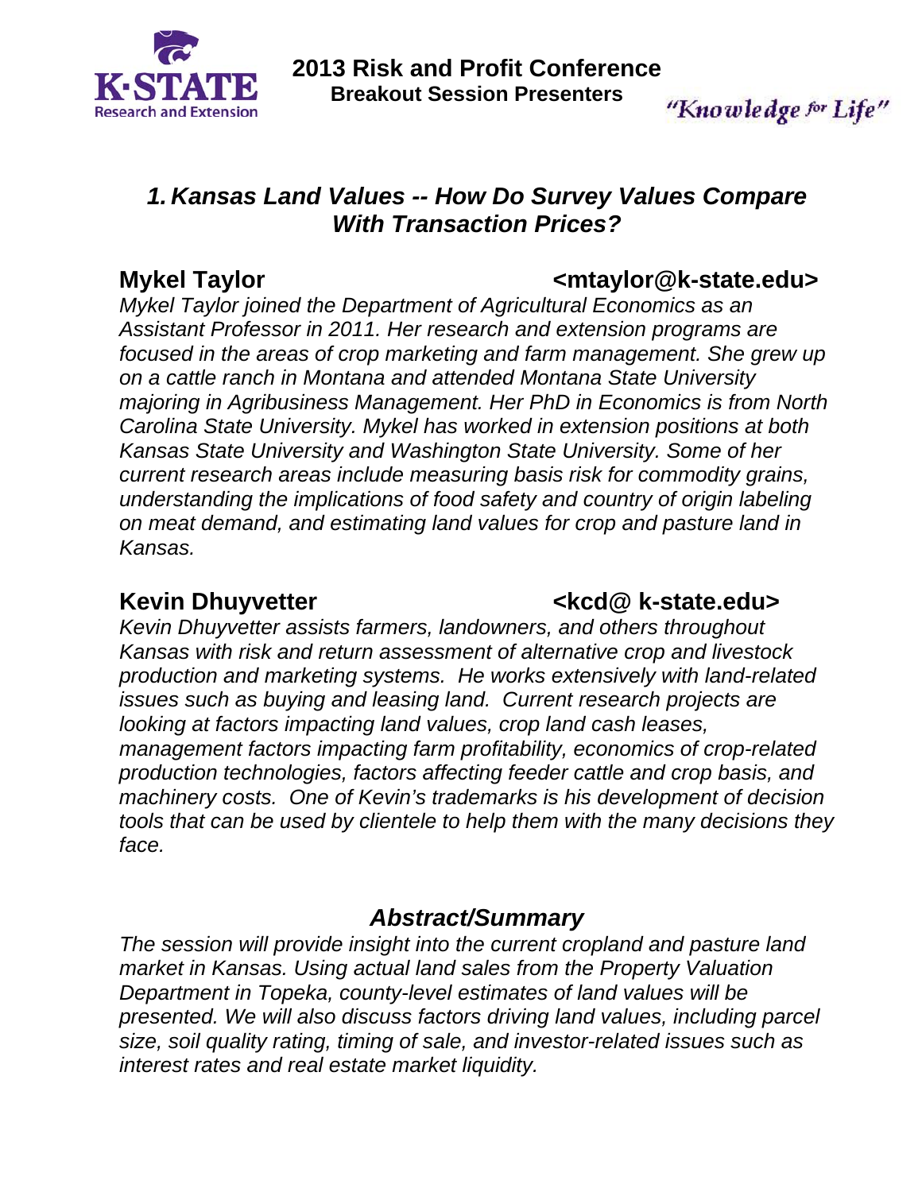# 2013 Risk and Profit Conference

**Breakout Session Presenters**

*"Knowledge for Life"*

## *1. Kansas Land Values -- How Do Survey Values Compare With Transaction Prices?*

**Mykel Taylor** **<mtaylor@k-state.edu>**

*Mykel Taylor joined the Department of Agricultural Economics as an Assistant Professor in 2011. Her research and extension programs are focused in the areas of crop marketing and farm management. She grew up on a cattle ranch in Montana and attended Montana State University majoring in Agribusiness Management. Her PhD in Economics is from North Carolina State University. Mykel has worked in extension positions at both Kansas State University and Washington State University. Some of her current research areas include measuring basis risk for commodity grains, understanding the implications of food safety and country of origin labeling on meat demand, and estimating land values for crop and pasture land in Kansas.*

**Kevin Dhuyvetter** **<kcd@ k-state.edu>**

*Kevin Dhuyvetter assists farmers, landowners, and others throughout Kansas with risk and return assessment of alternative crop and livestock production and marketing systems. He works extensively with land-related issues such as buying and leasing land. Current research projects are looking at factors impacting land values, crop land cash leases, management factors impacting farm profitability, economics of crop-related production technologies, factors affecting feeder cattle and crop basis, and machinery costs. One of Kevin's trademarks is his development of decision tools that can be used by clientele to help them with the many decisions they face.*

### *Abstract/Summary*

*The session will provide insight into the current cropland and pasture land market in Kansas. Using actual land sales from the Property Valuation Department in Topeka, county-level estimates of land values will be presented. We will also discuss factors driving land values, including parcel size, soil quality rating, timing of sale, and investor-related issues such as interest rates and real estate market liquidity.*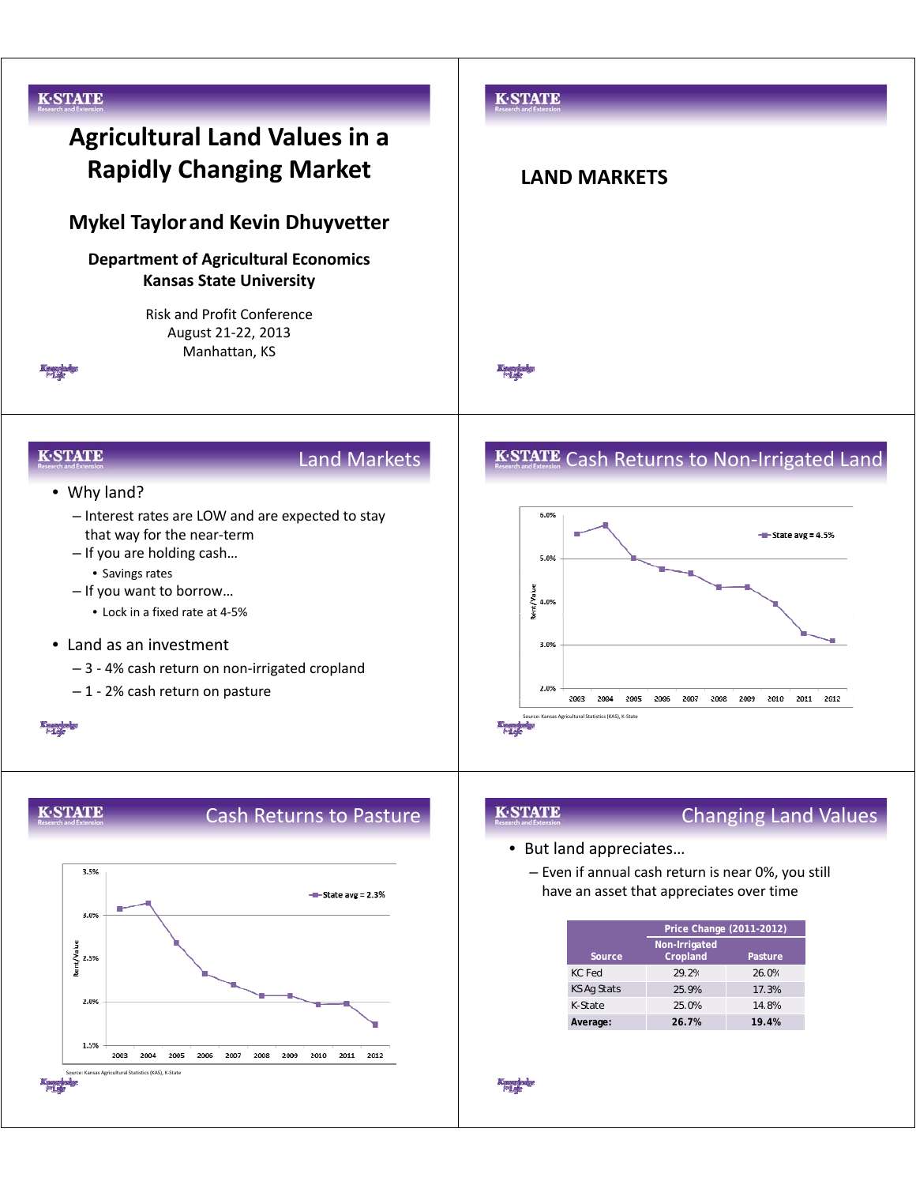# Agricultural Land Values in a Rapidly Changing Market

## Mykel Taylor and Kevin Dhuyvetter

**Department of Agricultural Economics**
**Kansas State University**

Risk and Profit Conference
August 21-22, 2013
Manhattan, KS

---

## LAND MARKETS

---

## Land Markets

- Why land?
  - Interest rates are LOW and are expected to stay that way for the near-term
  - If you are holding cash…
    - Savings rates
  - If you want to borrow…
    - Lock in a fixed rate at 4-5%
- Land as an investment
  - 3 - 4% cash return on non-irrigated cropland
  - 1 - 2% cash return on pasture

---

## Cash Returns to Non-Irrigated Land

Chart: State avg = 4.5% (Rent/Value, 2003–2012)

Source: Kansas Agricultural Statistics (KAS), K-State

---

## Cash Returns to Pasture

Chart: State avg = 2.3% (Rent/Value, 2003–2012)

Source: Kansas Agricultural Statistics (KAS), K-State

---

## Changing Land Values

- But land appreciates…
  - Even if annual cash return is near 0%, you still have an asset that appreciates over time

| Source | Price Change (2011-2012) Non-Irrigated Cropland | Pasture |
|---|---|---|
| KC Fed | 29.2% | 26.0% |
| KS Ag Stats | 25.9% | 17.3% |
| K-State | 25.0% | 14.8% |
| **Average:** | **26.7%** | **19.4%** |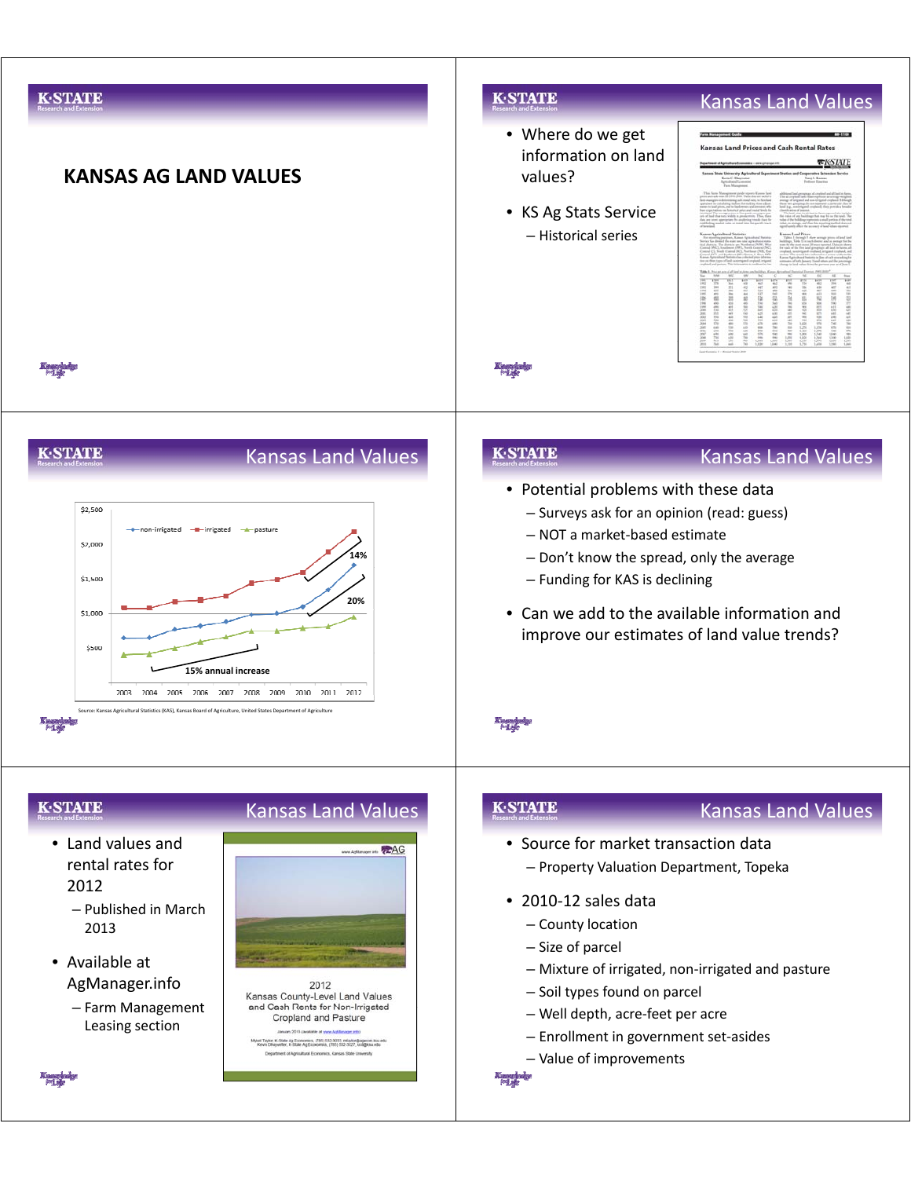# KANSAS AG LAND VALUES

## Kansas Land Values

- Where do we get information on land values?
- KS Ag Stats Service
  - Historical series

## Kansas Land Values

non-irrigated, irrigated, pasture

14%

20%

15% annual increase

Source: Kansas Agricultural Statistics (KAS), Kansas Board of Agriculture, United States Department of Agriculture

## Kansas Land Values

- Potential problems with these data
  - Surveys ask for an opinion (read: guess)
  - NOT a market-based estimate
  - Don't know the spread, only the average
  - Funding for KAS is declining
- Can we add to the available information and improve our estimates of land value trends?

## Kansas Land Values

- Land values and rental rates for 2012
  - Published in March 2013
- Available at AgManager.info
  - Farm Management Leasing section

## Kansas Land Values

- Source for market transaction data
  - Property Valuation Department, Topeka
- 2010-12 sales data
  - County location
  - Size of parcel
  - Mixture of irrigated, non-irrigated and pasture
  - Soil types found on parcel
  - Well depth, acre-feet per acre
  - Enrollment in government set-asides
  - Value of improvements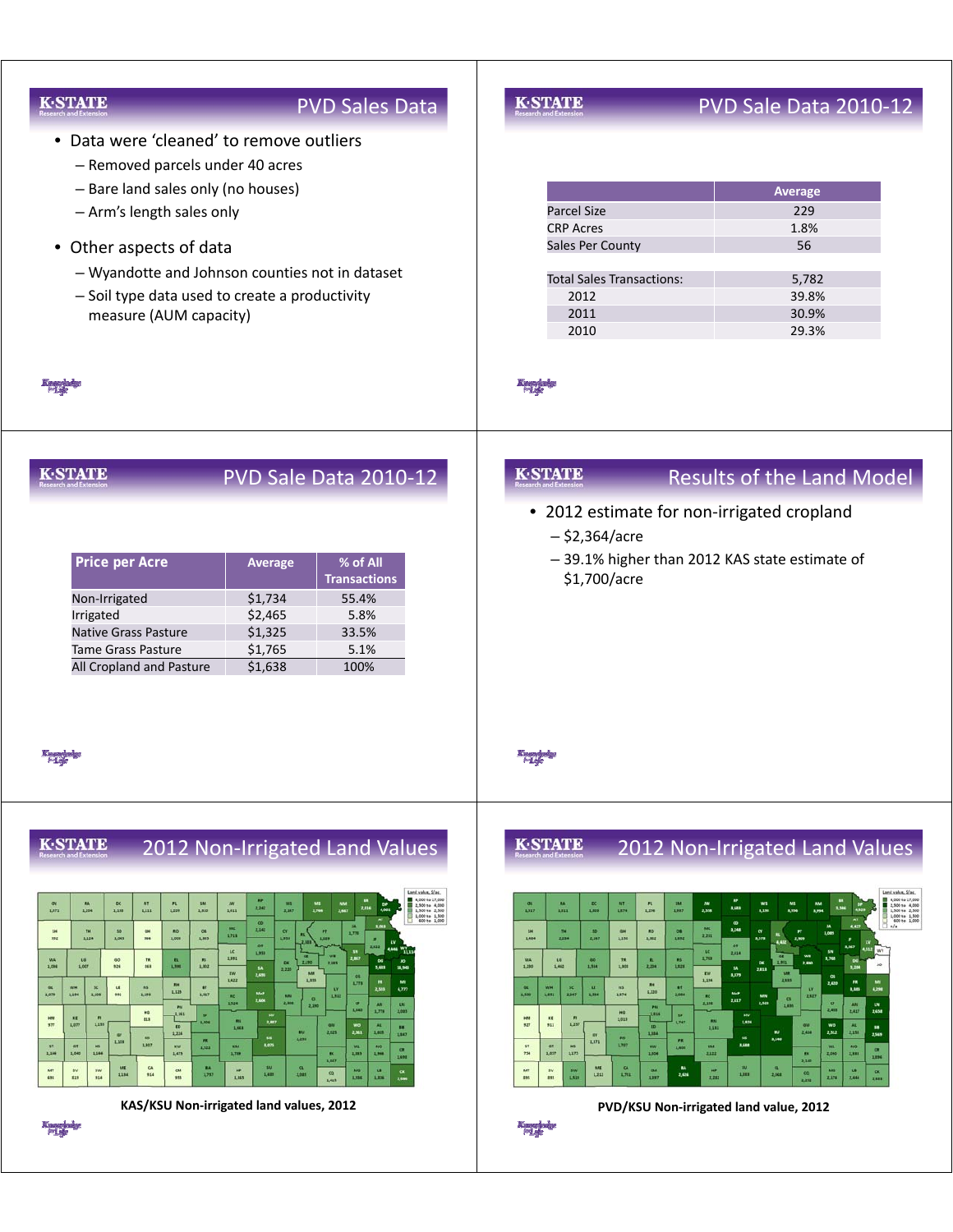## PVD Sales Data

- Data were 'cleaned' to remove outliers
  - Removed parcels under 40 acres
  - Bare land sales only (no houses)
  - Arm's length sales only
- Other aspects of data
  - Wyandotte and Johnson counties not in dataset
  - Soil type data used to create a productivity measure (AUM capacity)

## PVD Sale Data 2010-12

| | Average |
|---|---|
| Parcel Size | 229 |
| CRP Acres | 1.8% |
| Sales Per County | 56 |
| | |
| Total Sales Transactions: | 5,782 |
| 2012 | 39.8% |
| 2011 | 30.9% |
| 2010 | 29.3% |

## PVD Sale Data 2010-12

| Price per Acre | Average | % of All Transactions |
|---|---|---|
| Non-Irrigated | $1,734 | 55.4% |
| Irrigated | $2,465 | 5.8% |
| Native Grass Pasture | $1,325 | 33.5% |
| Tame Grass Pasture | $1,765 | 5.1% |
| All Cropland and Pasture | $1,638 | 100% |

## Results of the Land Model

- 2012 estimate for non-irrigated cropland
  - $2,364/acre
  - 39.1% higher than 2012 KAS state estimate of $1,700/acre

## 2012 Non-Irrigated Land Values

KAS/KSU Non-irrigated land values, 2012

## 2012 Non-Irrigated Land Values

PVD/KSU Non-irrigated land value, 2012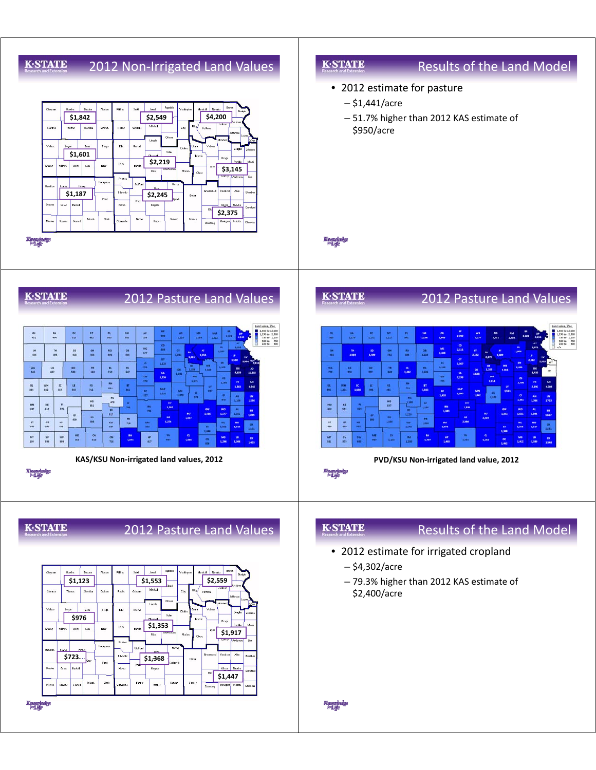## 2012 Non-Irrigated Land Values

$1,842
$2,549
$4,200
$1,601
$2,219
$3,145
$1,187
$2,245
$2,375

## Results of the Land Model

- 2012 estimate for pasture
  - $1,441/acre
  - 51.7% higher than 2012 KAS estimate of $950/acre

## 2012 Pasture Land Values

KAS/KSU Non-irrigated land values, 2012

## 2012 Pasture Land Values

PVD/KSU Non-irrigated land value, 2012

## 2012 Pasture Land Values

$1,123
$1,553
$2,559
$976
$1,353
$1,917
$723
$1,368
$1,447

## Results of the Land Model

- 2012 estimate for irrigated cropland
  - $4,302/acre
  - 79.3% higher than 2012 KAS estimate of $2,400/acre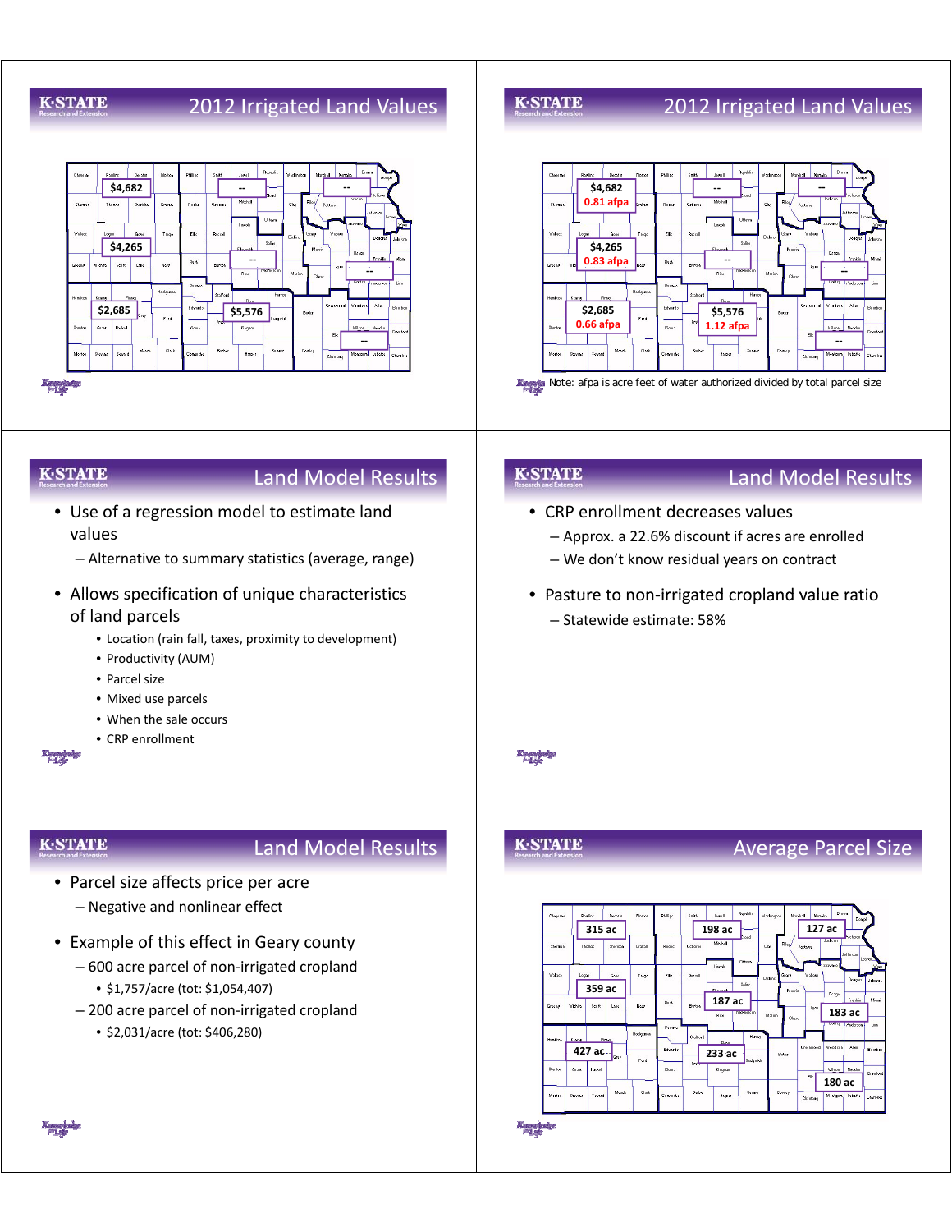## 2012 Irrigated Land Values

$4,682

--

--

$4,265

--

--

$2,685

$5,576

--

## 2012 Irrigated Land Values

$4,682
0.81 afpa

--

--

$4,265
0.83 afpa

--

--

$2,685
0.66 afpa

$5,576
1.12 afpa

--

Note: afpa is acre feet of water authorized divided by total parcel size

## Land Model Results

- Use of a regression model to estimate land values
  - Alternative to summary statistics (average, range)
- Allows specification of unique characteristics of land parcels
  - Location (rain fall, taxes, proximity to development)
  - Productivity (AUM)
  - Parcel size
  - Mixed use parcels
  - When the sale occurs
  - CRP enrollment

## Land Model Results

- CRP enrollment decreases values
  - Approx. a 22.6% discount if acres are enrolled
  - We don't know residual years on contract
- Pasture to non-irrigated cropland value ratio
  - Statewide estimate: 58%

## Land Model Results

- Parcel size affects price per acre
  - Negative and nonlinear effect
- Example of this effect in Geary county
  - 600 acre parcel of non-irrigated cropland
    - $1,757/acre (tot: $1,054,407)
  - 200 acre parcel of non-irrigated cropland
    - $2,031/acre (tot: $406,280)

## Average Parcel Size

315 ac

198 ac

127 ac

359 ac

187 ac

183 ac

427 ac

233 ac

180 ac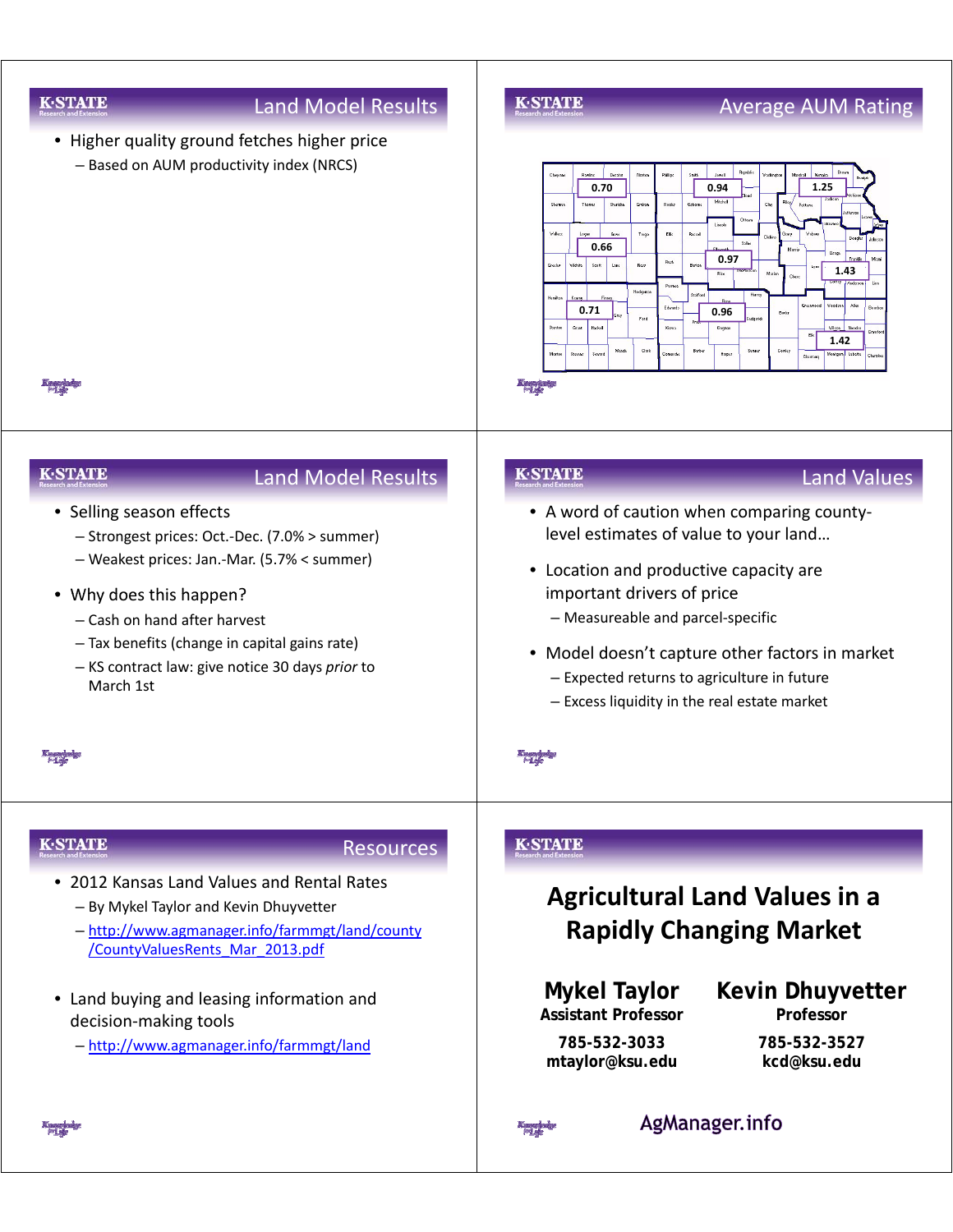## Land Model Results

- Higher quality ground fetches higher price
  - Based on AUM productivity index (NRCS)

## Average AUM Rating

0.70
0.94
1.25
0.66
0.97
1.43
0.71
0.96
1.42

## Land Model Results

- Selling season effects
  - Strongest prices: Oct.-Dec. (7.0% > summer)
  - Weakest prices: Jan.-Mar. (5.7% < summer)
- Why does this happen?
  - Cash on hand after harvest
  - Tax benefits (change in capital gains rate)
  - KS contract law: give notice 30 days *prior* to March 1st

## Land Values

- A word of caution when comparing county-level estimates of value to your land…
- Location and productive capacity are important drivers of price
  - Measureable and parcel-specific
- Model doesn't capture other factors in market
  - Expected returns to agriculture in future
  - Excess liquidity in the real estate market

## Resources

- 2012 Kansas Land Values and Rental Rates
  - By Mykel Taylor and Kevin Dhuyvetter
  - http://www.agmanager.info/farmmgt/land/county/CountyValuesRents_Mar_2013.pdf
- Land buying and leasing information and decision-making tools
  - http://www.agmanager.info/farmmgt/land

# Agricultural Land Values in a Rapidly Changing Market

**Mykel Taylor**
**Assistant Professor**
**785-532-3033**
**mtaylor@ksu.edu**

**Kevin Dhuyvetter**
**Professor**
**785-532-3527**
**kcd@ksu.edu**

AgManager.info